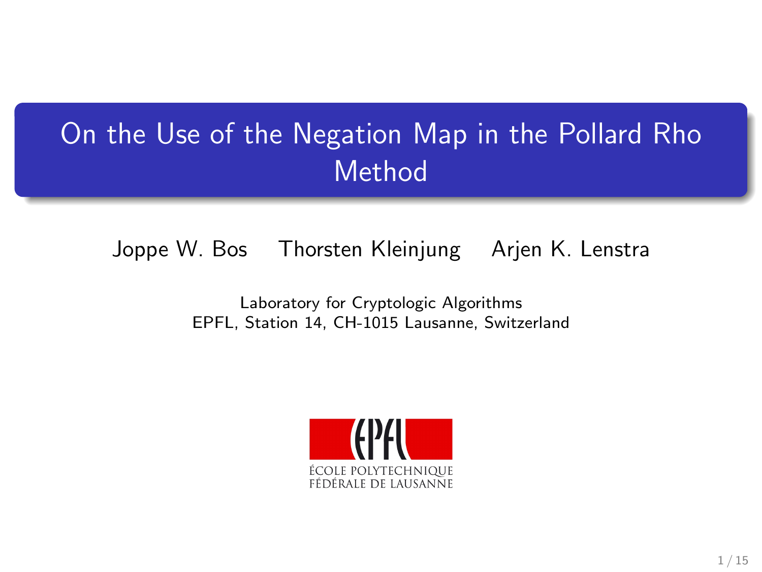# On the Use of the Negation Map in the Pollard Rho Method

Joppe W. Bos Thorsten Kleinjung Arjen K. Lenstra

Laboratory for Cryptologic Algorithms
EPFL, Station 14, CH-1015 Lausanne, Switzerland

ÉCOLE POLYTECHNIQUE
FÉDÉRALE DE LAUSANNE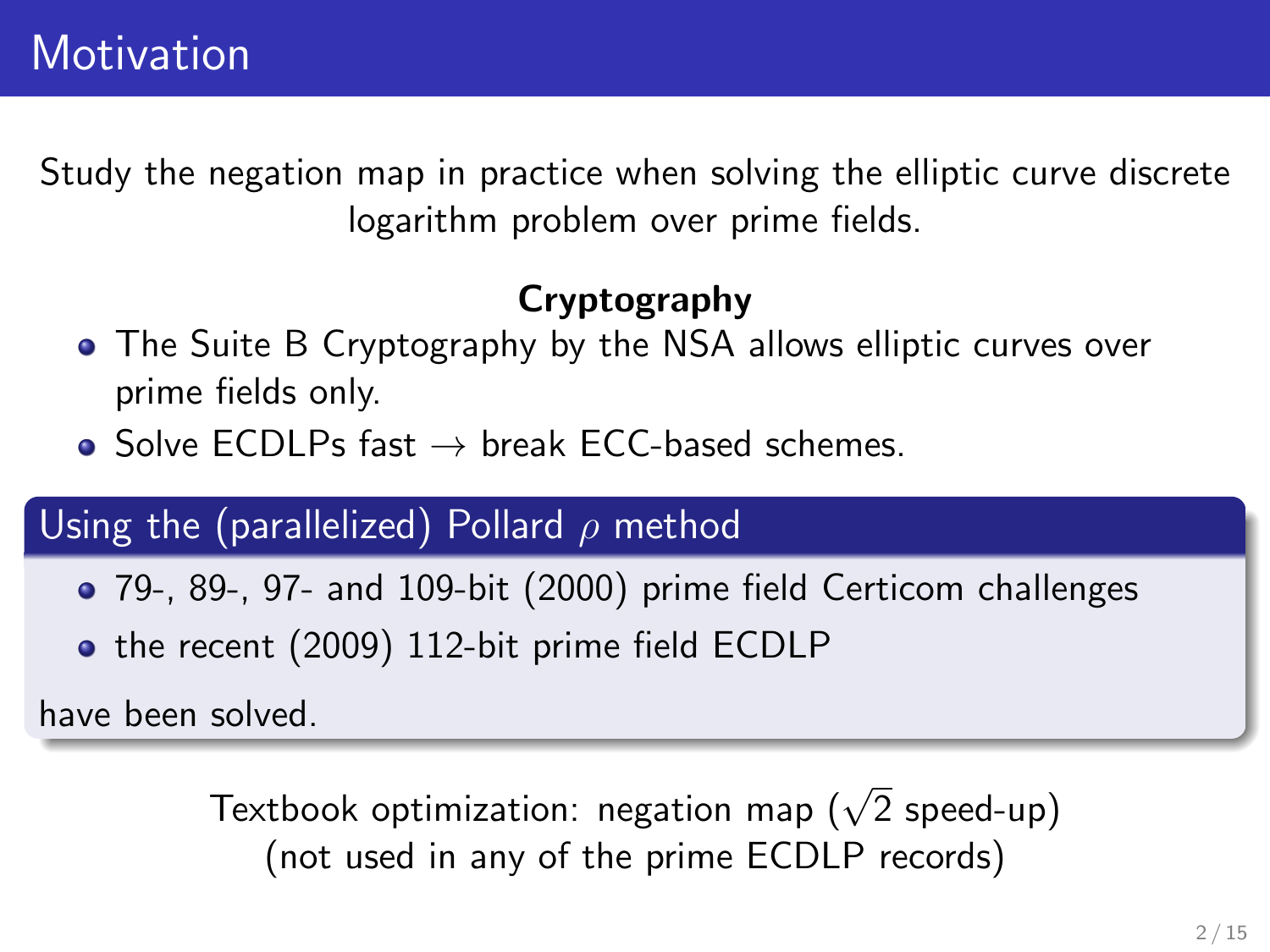# Motivation

Study the negation map in practice when solving the elliptic curve discrete logarithm problem over prime fields.

**Cryptography**

- The Suite B Cryptography by the NSA allows elliptic curves over prime fields only.
- Solve ECDLPs fast $\rightarrow$ break ECC-based schemes.

### Using the (parallelized) Pollard $\rho$ method

- 79-, 89-, 97- and 109-bit (2000) prime field Certicom challenges
- the recent (2009) 112-bit prime field ECDLP

have been solved.

Textbook optimization: negation map ($\sqrt{2}$ speed-up)
(not used in any of the prime ECDLP records)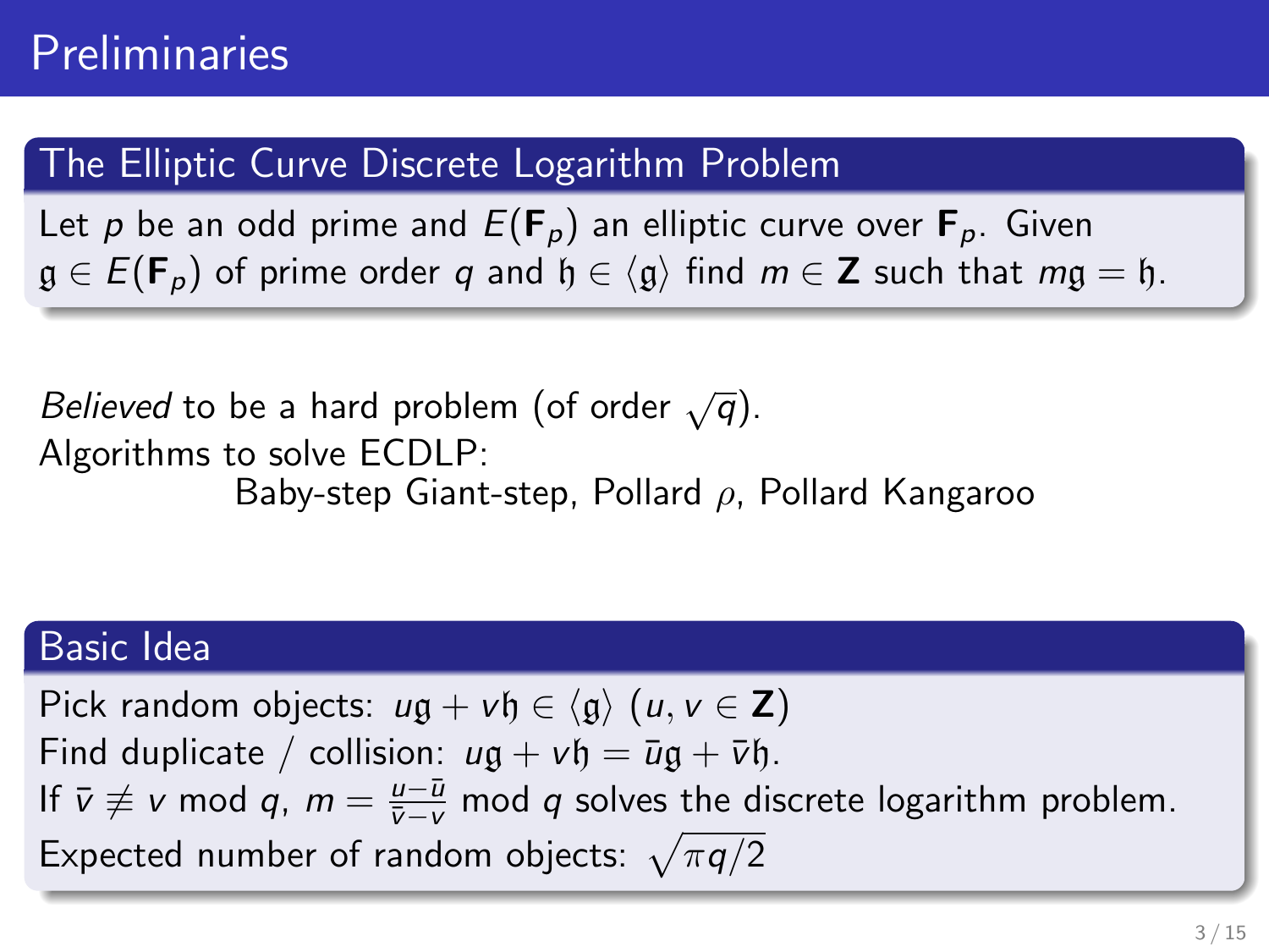# Preliminaries

## The Elliptic Curve Discrete Logarithm Problem

Let $p$ be an odd prime and $E(\mathbf{F}_p)$ an elliptic curve over $\mathbf{F}_p$. Given $\mathfrak{g} \in E(\mathbf{F}_p)$ of prime order $q$ and $\mathfrak{h} \in \langle \mathfrak{g} \rangle$ find $m \in \mathbf{Z}$ such that $m\mathfrak{g} = \mathfrak{h}$.

*Believed* to be a hard problem (of order $\sqrt{q}$).

Algorithms to solve ECDLP:

Baby-step Giant-step, Pollard $\rho$, Pollard Kangaroo

## Basic Idea

Pick random objects: $u\mathfrak{g} + v\mathfrak{h} \in \langle \mathfrak{g} \rangle$ $(u, v \in \mathbf{Z})$

Find duplicate / collision: $u\mathfrak{g} + v\mathfrak{h} = \bar{u}\mathfrak{g} + \bar{v}\mathfrak{h}$.

If $\bar{v} \not\equiv v \bmod q$, $m = \frac{u - \bar{u}}{\bar{v} - v} \bmod q$ solves the discrete logarithm problem.

Expected number of random objects: $\sqrt{\pi q / 2}$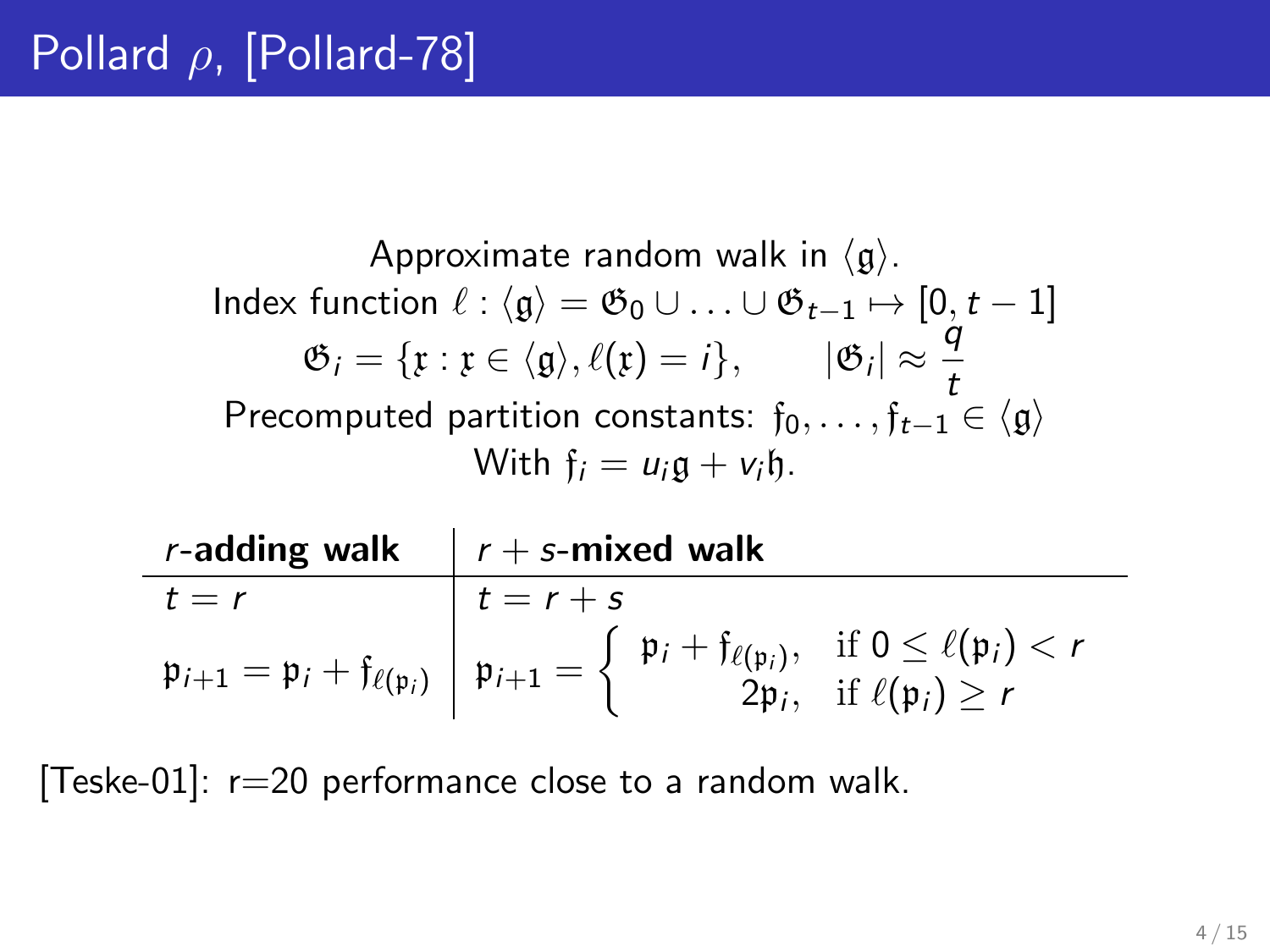# Pollard $\rho$, [Pollard-78]

Approximate random walk in $\langle \mathfrak{g} \rangle$.

Index function $\ell : \langle \mathfrak{g} \rangle = \mathfrak{G}_0 \cup \ldots \cup \mathfrak{G}_{t-1} \mapsto [0, t-1]$

$$\mathfrak{G}_i = \{\mathfrak{x} : \mathfrak{x} \in \langle \mathfrak{g} \rangle, \ell(\mathfrak{x}) = i\}, \qquad |\mathfrak{G}_i| \approx \frac{q}{t}$$

Precomputed partition constants: $\mathfrak{f}_0, \ldots, \mathfrak{f}_{t-1} \in \langle \mathfrak{g} \rangle$

With $\mathfrak{f}_i = u_i \mathfrak{g} + v_i \mathfrak{h}$.

| ***r*-adding walk** | ***r* + *s*-mixed walk** |
|---|---|
| $t = r$ | $t = r + s$ |
| $\mathfrak{p}_{i+1} = \mathfrak{p}_i + \mathfrak{f}_{\ell(\mathfrak{p}_i)}$ | $\mathfrak{p}_{i+1} = \begin{cases} \mathfrak{p}_i + \mathfrak{f}_{\ell(\mathfrak{p}_i)}, & \text{if } 0 \leq \ell(\mathfrak{p}_i) < r \\ 2\mathfrak{p}_i, & \text{if } \ell(\mathfrak{p}_i) \geq r \end{cases}$ |

[Teske-01]: r=20 performance close to a random walk.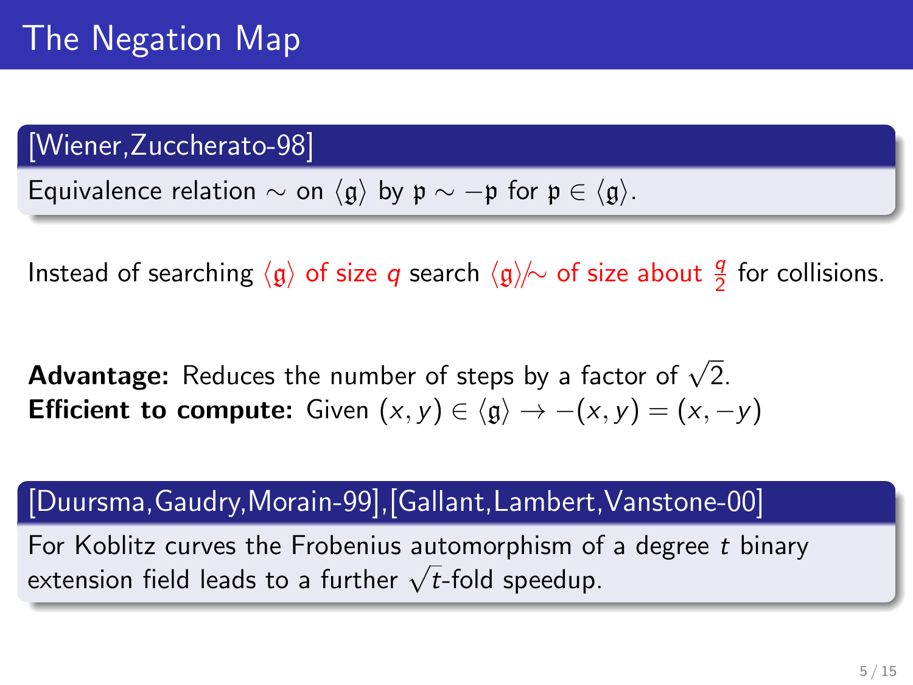# The Negation Map

**[Wiener,Zuccherato-98]**

Equivalence relation $\sim$ on $\langle \mathfrak{g} \rangle$ by $\mathfrak{p} \sim -\mathfrak{p}$ for $\mathfrak{p} \in \langle \mathfrak{g} \rangle$.

Instead of searching $\langle \mathfrak{g} \rangle$ of size $q$ search $\langle \mathfrak{g} \rangle / \sim$ of size about $\frac{q}{2}$ for collisions.

**Advantage:** Reduces the number of steps by a factor of $\sqrt{2}$.
**Efficient to compute:** Given $(x, y) \in \langle \mathfrak{g} \rangle \rightarrow -(x, y) = (x, -y)$

**[Duursma,Gaudry,Morain-99],[Gallant,Lambert,Vanstone-00]**

For Koblitz curves the Frobenius automorphism of a degree $t$ binary extension field leads to a further $\sqrt{t}$-fold speedup.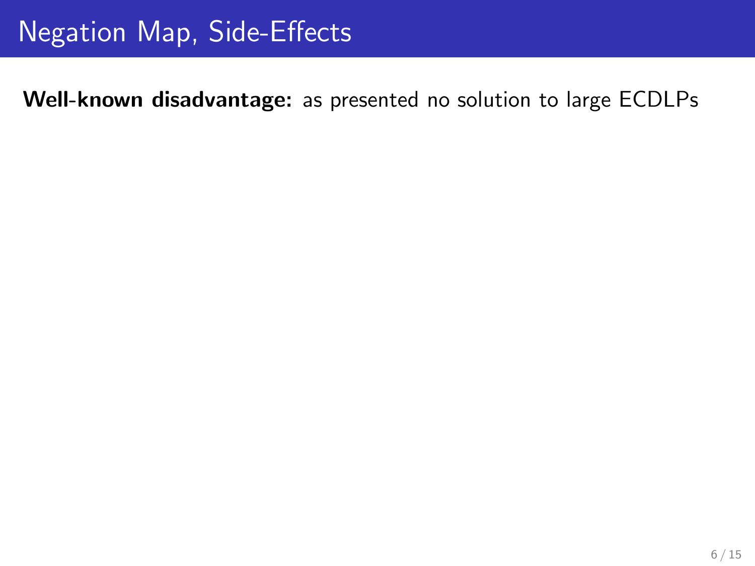# Negation Map, Side-Effects

**Well-known disadvantage:** as presented no solution to large ECDLPs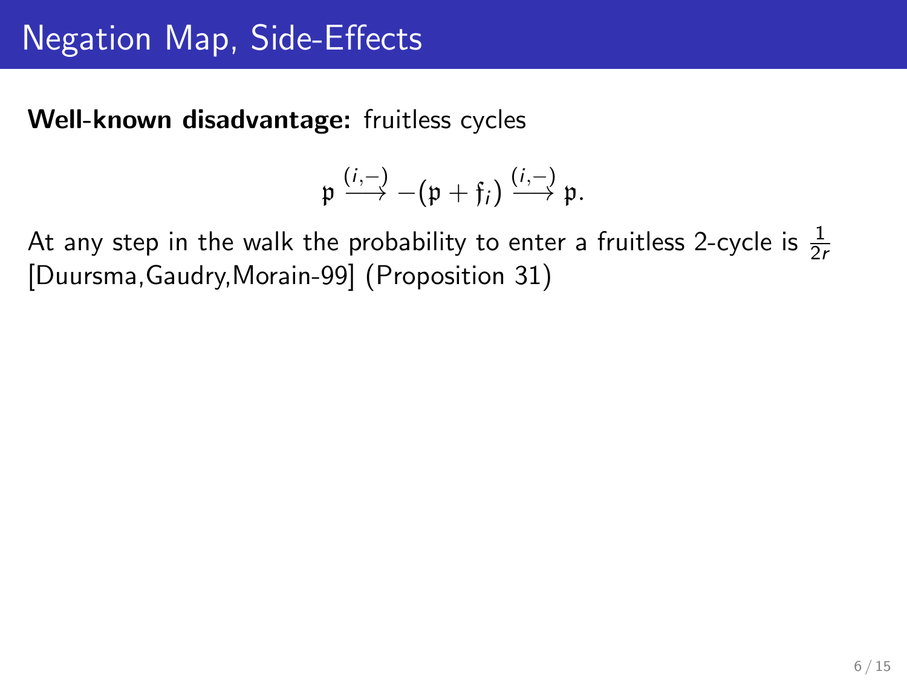# Negation Map, Side-Effects

**Well-known disadvantage:** fruitless cycles

$$\mathfrak{p} \xrightarrow{(i,-)} -(\mathfrak{p} + \mathfrak{f}_i) \xrightarrow{(i,-)} \mathfrak{p}.$$

At any step in the walk the probability to enter a fruitless 2-cycle is $\frac{1}{2r}$ [Duursma,Gaudry,Morain-99] (Proposition 31)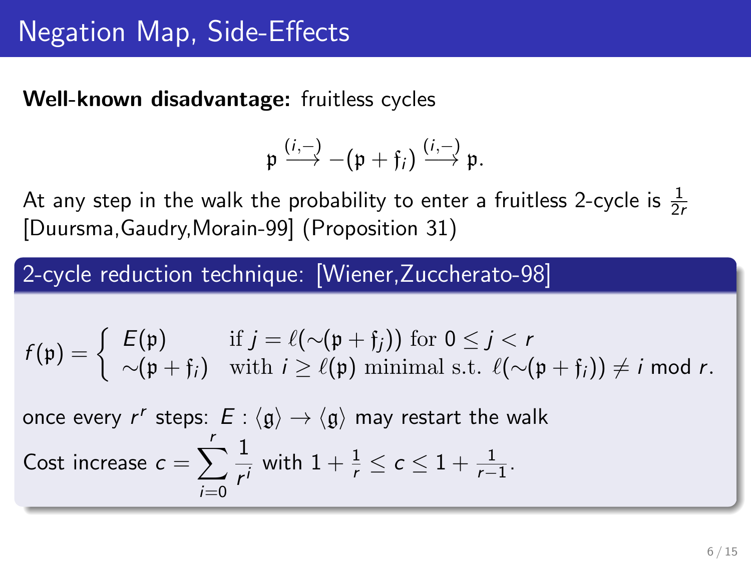# Negation Map, Side-Effects

**Well-known disadvantage:** fruitless cycles

$$\mathfrak{p} \xrightarrow{(i,-)} -(\mathfrak{p} + \mathfrak{f}_i) \xrightarrow{(i,-)} \mathfrak{p}.$$

At any step in the walk the probability to enter a fruitless 2-cycle is $\frac{1}{2r}$ [Duursma,Gaudry,Morain-99] (Proposition 31)

## 2-cycle reduction technique: [Wiener,Zuccherato-98]

$$f(\mathfrak{p}) = \begin{cases} E(\mathfrak{p}) & \text{if } j = \ell(\sim(\mathfrak{p} + \mathfrak{f}_j)) \text{ for } 0 \leq j < r \\ \sim(\mathfrak{p} + \mathfrak{f}_i) & \text{with } i \geq \ell(\mathfrak{p}) \text{ minimal s.t. } \ell(\sim(\mathfrak{p} + \mathfrak{f}_i)) \neq i \bmod r. \end{cases}$$

once every $r^r$ steps: $E : \langle \mathfrak{g} \rangle \to \langle \mathfrak{g} \rangle$ may restart the walk

Cost increase $c = \sum_{i=0}^{r} \frac{1}{r^i}$ with $1 + \frac{1}{r} \leq c \leq 1 + \frac{1}{r-1}$.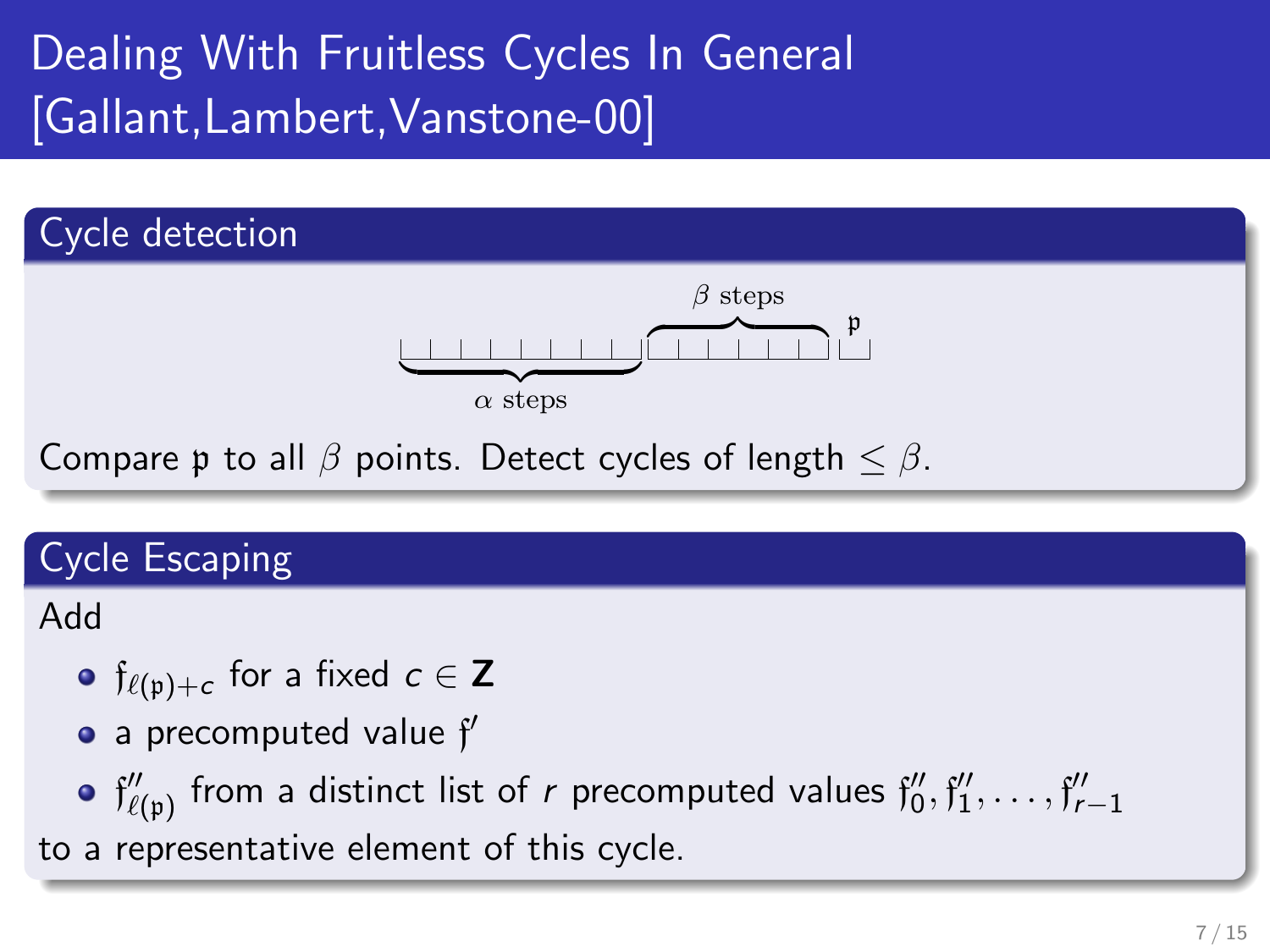# Dealing With Fruitless Cycles In General [Gallant,Lambert,Vanstone-00]

## Cycle detection

$\beta$ steps

$\mathfrak{p}$

$\alpha$ steps

Compare $\mathfrak{p}$ to all $\beta$ points. Detect cycles of length $\leq \beta$.

## Cycle Escaping

Add

- $\mathfrak{f}_{\ell(\mathfrak{p})+c}$ for a fixed $c \in \mathbf{Z}$
- a precomputed value $\mathfrak{f}'$
- $\mathfrak{f}''_{\ell(\mathfrak{p})}$ from a distinct list of $r$ precomputed values $\mathfrak{f}''_0, \mathfrak{f}''_1, \ldots, \mathfrak{f}''_{r-1}$

to a representative element of this cycle.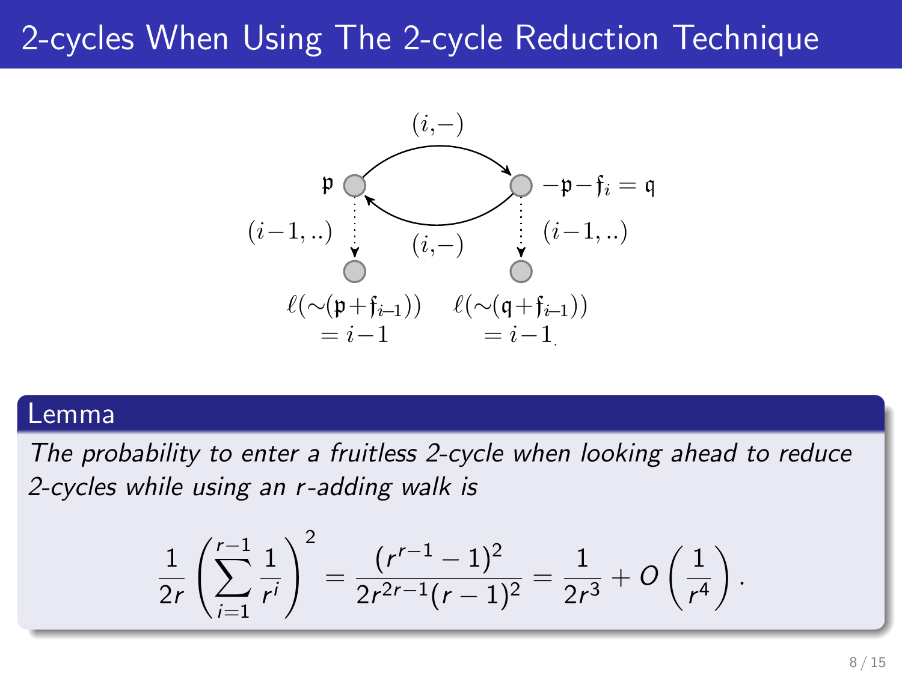# 2-cycles When Using The 2-cycle Reduction Technique

$\mathfrak{p}$ —$(i,-)$→ $-\mathfrak{p}-\mathfrak{f}_i = \mathfrak{q}$ —$(i,-)$→ $\mathfrak{p}$

$(i-1, ..)$ from $\mathfrak{p}$: $\ell(\sim(\mathfrak{p}+\mathfrak{f}_{i-1})) = i-1$

$(i-1, ..)$ from $\mathfrak{q}$: $\ell(\sim(\mathfrak{q}+\mathfrak{f}_{i-1})) = i-1$.

## Lemma

*The probability to enter a fruitless 2-cycle when looking ahead to reduce 2-cycles while using an r-adding walk is*

$$\frac{1}{2r}\left(\sum_{i=1}^{r-1}\frac{1}{r^i}\right)^2 = \frac{(r^{r-1}-1)^2}{2r^{2r-1}(r-1)^2} = \frac{1}{2r^3} + O\left(\frac{1}{r^4}\right).$$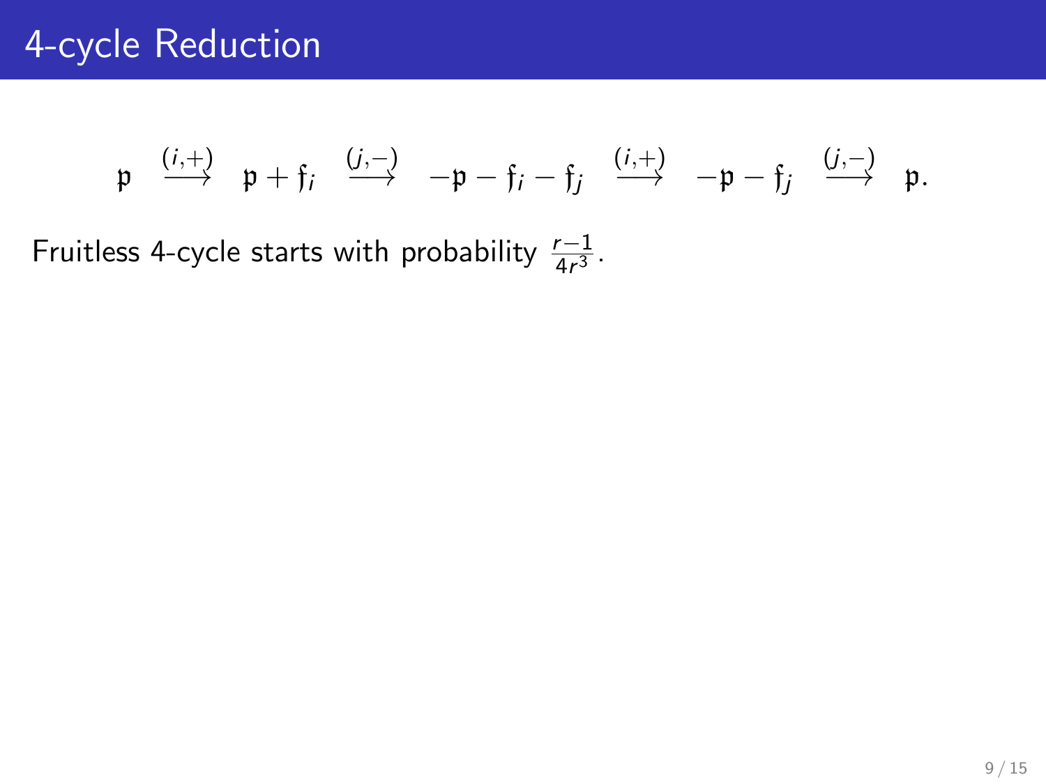# 4-cycle Reduction

$$\mathfrak{p} \quad \xrightarrow{(i,+)} \quad \mathfrak{p} + \mathfrak{f}_i \quad \xrightarrow{(j,-)} \quad -\mathfrak{p} - \mathfrak{f}_i - \mathfrak{f}_j \quad \xrightarrow{(i,+)} \quad -\mathfrak{p} - \mathfrak{f}_j \quad \xrightarrow{(j,-)} \quad \mathfrak{p}.$$

Fruitless 4-cycle starts with probability $\frac{r-1}{4r^3}$.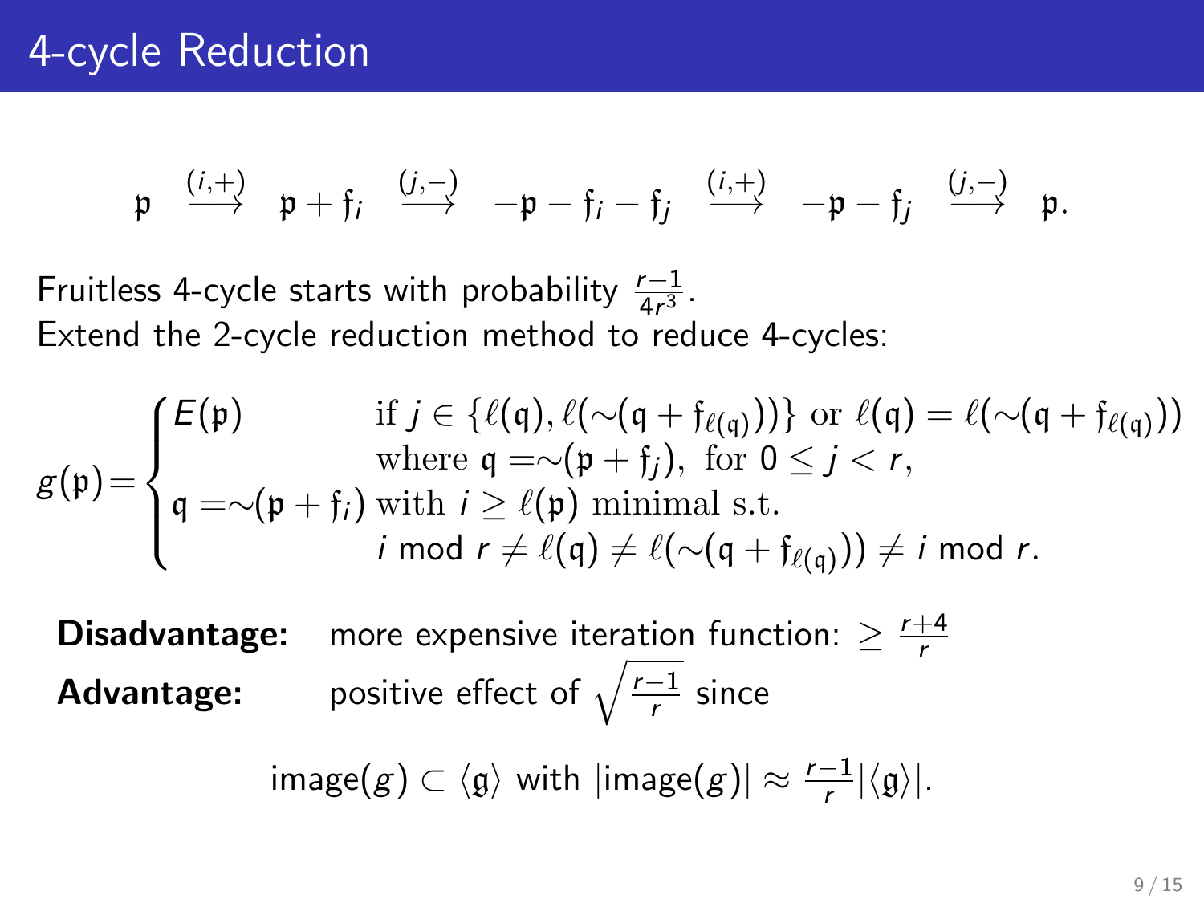# 4-cycle Reduction

$$\mathfrak{p} \xrightarrow{(i,+)} \mathfrak{p} + \mathfrak{f}_i \xrightarrow{(j,-)} -\mathfrak{p} - \mathfrak{f}_i - \mathfrak{f}_j \xrightarrow{(i,+)} -\mathfrak{p} - \mathfrak{f}_j \xrightarrow{(j,-)} \mathfrak{p}.$$

Fruitless 4-cycle starts with probability $\frac{r-1}{4r^3}$.
Extend the 2-cycle reduction method to reduce 4-cycles:

$$g(\mathfrak{p}) = \begin{cases} E(\mathfrak{p}) & \text{if } j \in \{\ell(\mathfrak{q}), \ell(\sim(\mathfrak{q} + \mathfrak{f}_{\ell(\mathfrak{q})}))\} \text{ or } \ell(\mathfrak{q}) = \ell(\sim(\mathfrak{q} + \mathfrak{f}_{\ell(\mathfrak{q})})) \\ & \text{where } \mathfrak{q} = \sim(\mathfrak{p} + \mathfrak{f}_j), \text{ for } 0 \le j < r, \\ \mathfrak{q} = \sim(\mathfrak{p} + \mathfrak{f}_i) & \text{with } i \ge \ell(\mathfrak{p}) \text{ minimal s.t.} \\ & i \bmod r \ne \ell(\mathfrak{q}) \ne \ell(\sim(\mathfrak{q} + \mathfrak{f}_{\ell(\mathfrak{q})})) \ne i \bmod r. \end{cases}$$

**Disadvantage:** more expensive iteration function: $\ge \frac{r+4}{r}$

**Advantage:** positive effect of $\sqrt{\frac{r-1}{r}}$ since

$$\text{image}(g) \subset \langle \mathfrak{g} \rangle \text{ with } |\text{image}(g)| \approx \frac{r-1}{r} |\langle \mathfrak{g} \rangle|.$$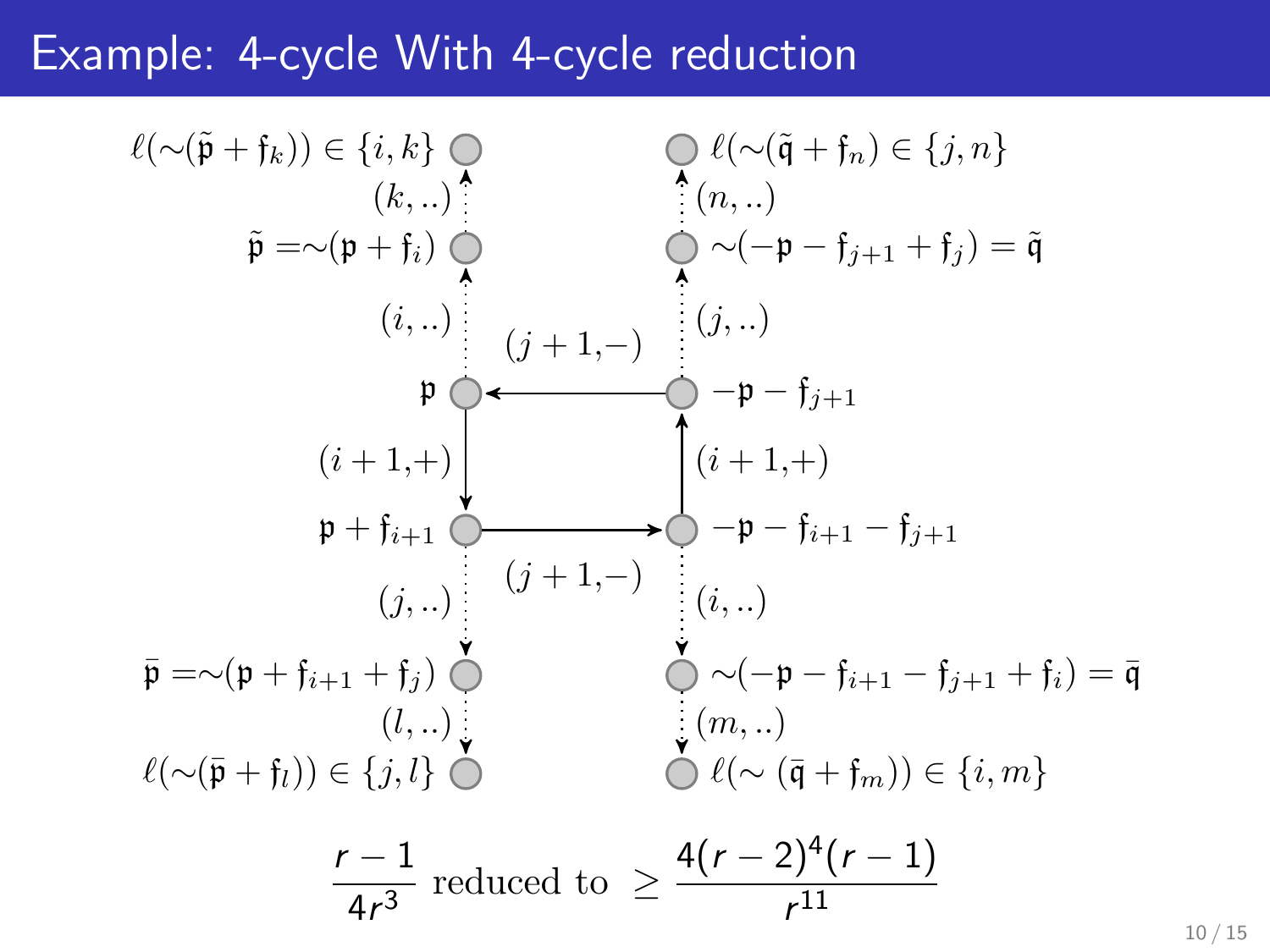# Example: 4-cycle With 4-cycle reduction

$\ell(\sim(\tilde{\mathfrak{p}} + \mathfrak{f}_k)) \in \{i, k\}$ $\quad$ $\ell(\sim(\tilde{\mathfrak{q}} + \mathfrak{f}_n) \in \{j, n\}$

$(k, ..)$ $\quad$ $(n, ..)$

$\tilde{\mathfrak{p}} = \sim(\mathfrak{p} + \mathfrak{f}_i)$ $\quad$ $\sim(-\mathfrak{p} - \mathfrak{f}_{j+1} + \mathfrak{f}_j) = \tilde{\mathfrak{q}}$

$(i, ..)$ $\quad$ $(j+1, -)$ $\quad$ $(j, ..)$

$\mathfrak{p}$ $\quad$ $-\mathfrak{p} - \mathfrak{f}_{j+1}$

$(i+1, +)$ $\quad$ $(i+1, +)$

$\mathfrak{p} + \mathfrak{f}_{i+1}$ $\quad$ $-\mathfrak{p} - \mathfrak{f}_{i+1} - \mathfrak{f}_{j+1}$

$(j, ..)$ $\quad$ $(j+1, -)$ $\quad$ $(i, ..)$

$\bar{\mathfrak{p}} = \sim(\mathfrak{p} + \mathfrak{f}_{i+1} + \mathfrak{f}_j)$ $\quad$ $\sim(-\mathfrak{p} - \mathfrak{f}_{i+1} - \mathfrak{f}_{j+1} + \mathfrak{f}_i) = \bar{\mathfrak{q}}$

$(l, ..)$ $\quad$ $(m, ..)$

$\ell(\sim(\bar{\mathfrak{p}} + \mathfrak{f}_l)) \in \{j, l\}$ $\quad$ $\ell(\sim(\bar{\mathfrak{q}} + \mathfrak{f}_m)) \in \{i, m\}$

$$\frac{r-1}{4r^3} \text{ reduced to } \geq \frac{4(r-2)^4(r-1)}{r^{11}}$$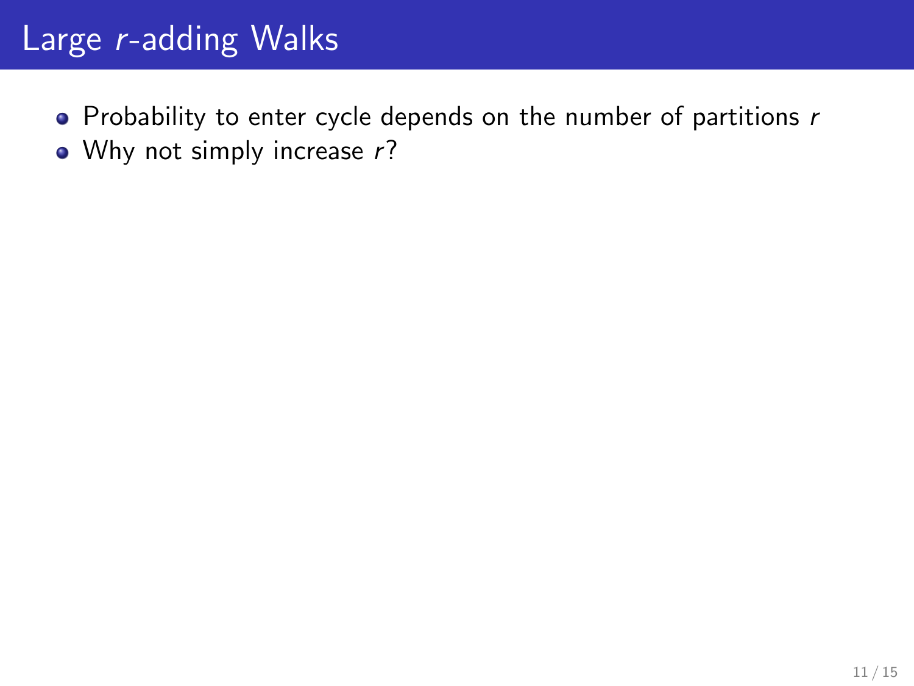# Large $r$-adding Walks

- Probability to enter cycle depends on the number of partitions $r$
- Why not simply increase $r$?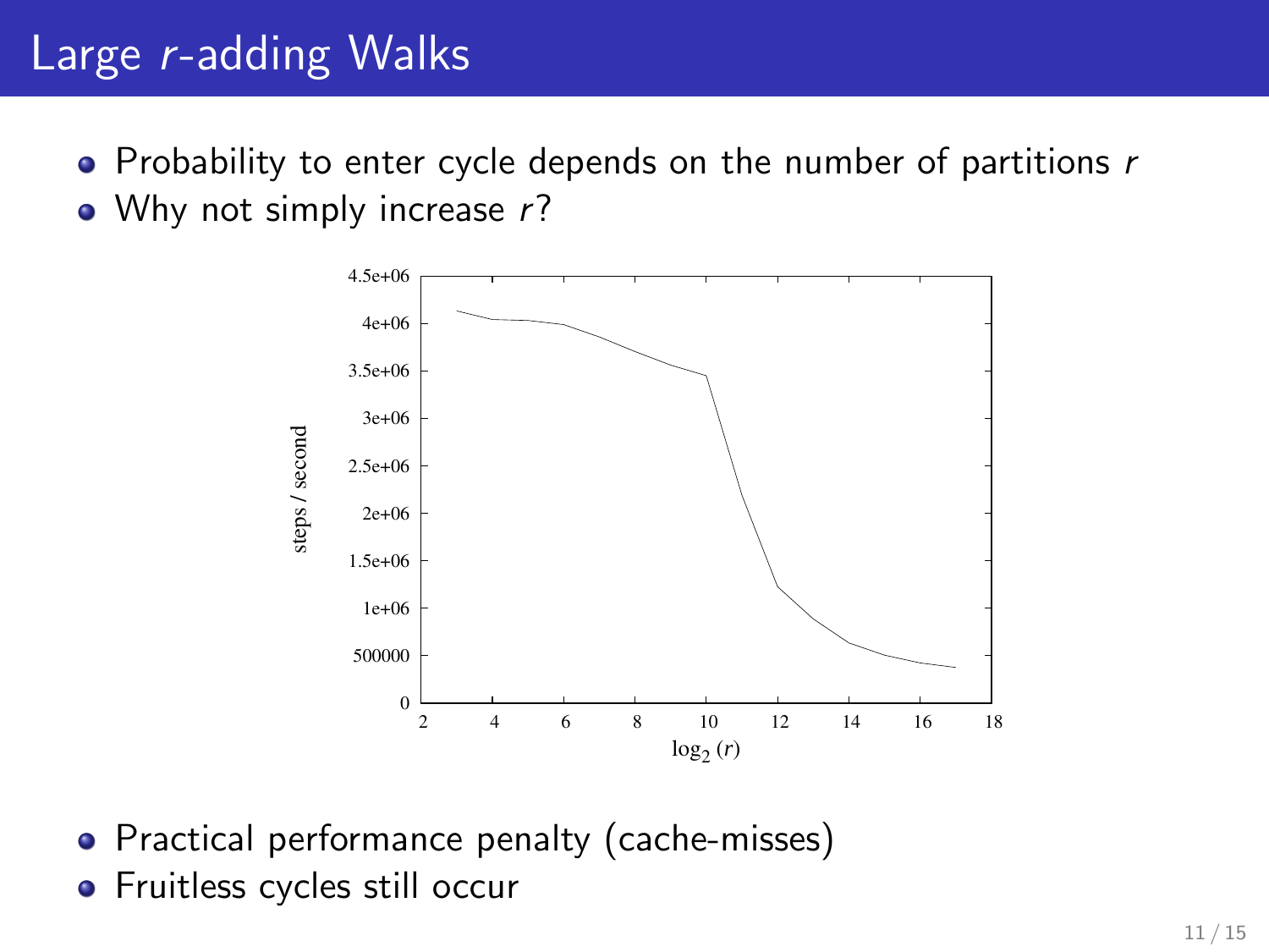# Large $r$-adding Walks

- Probability to enter cycle depends on the number of partitions $r$
- Why not simply increase $r$?

- Practical performance penalty (cache-misses)
- Fruitless cycles still occur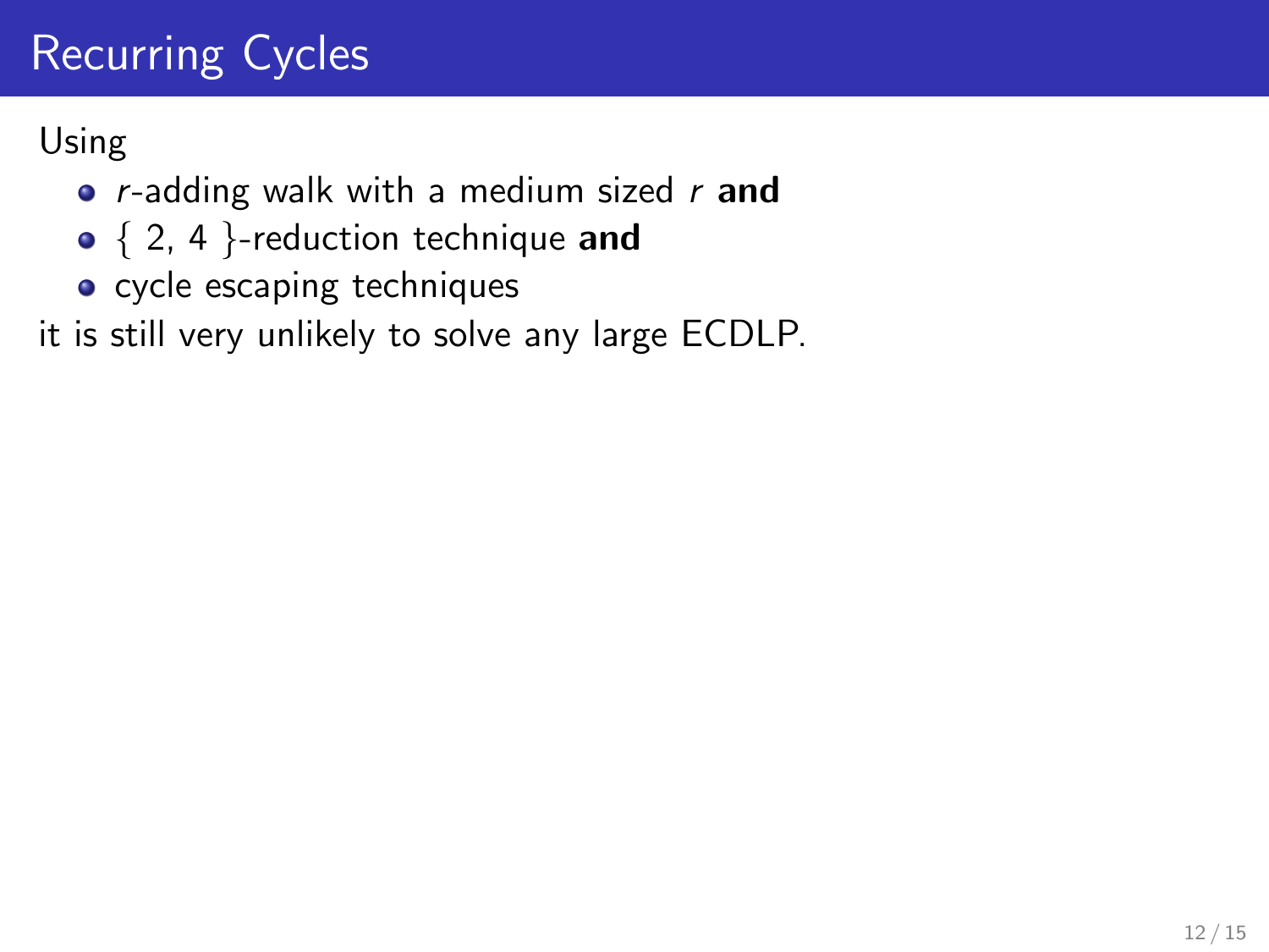# Recurring Cycles

Using

- $r$-adding walk with a medium sized $r$ **and**
- $\{ 2, 4 \}$-reduction technique **and**
- cycle escaping techniques

it is still very unlikely to solve any large ECDLP.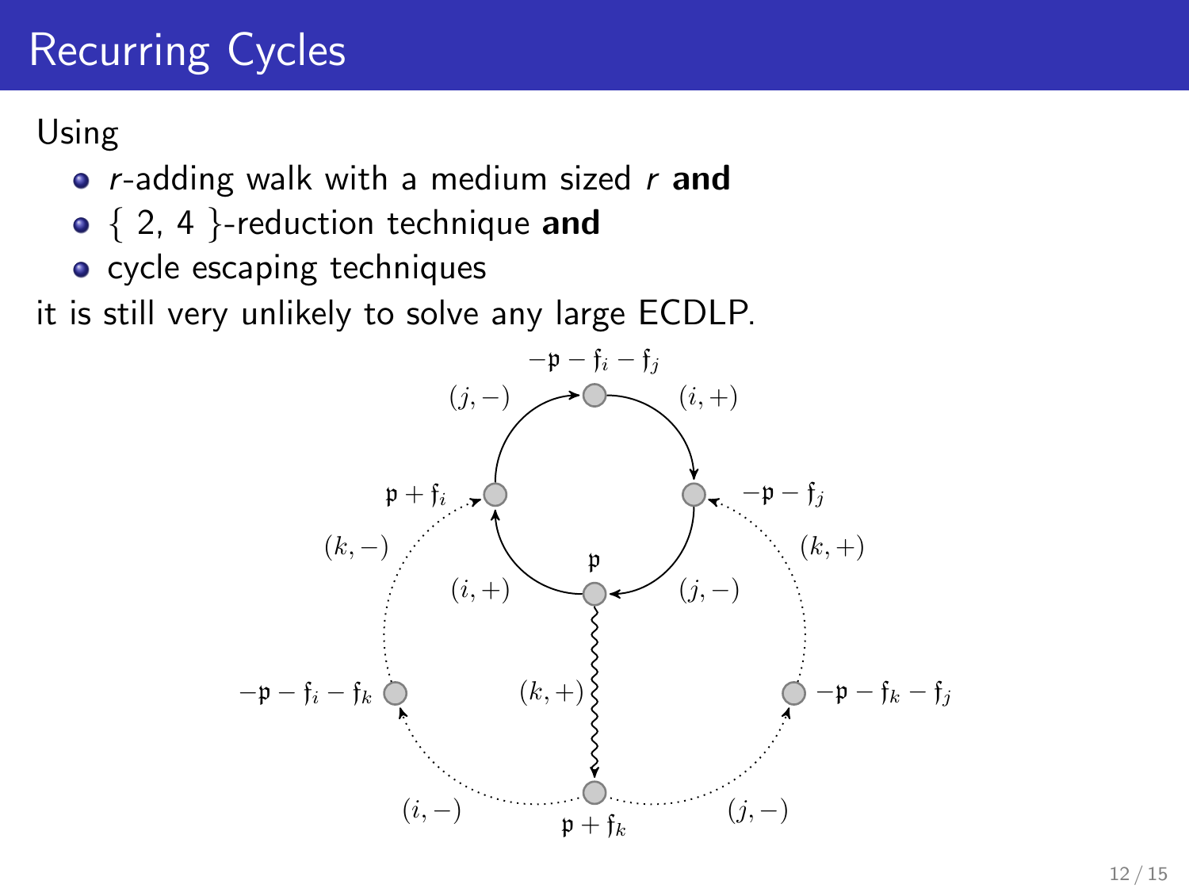# Recurring Cycles

Using

- *r*-adding walk with a medium sized *r* **and**
- { 2, 4 }-reduction technique **and**
- cycle escaping techniques

it is still very unlikely to solve any large ECDLP.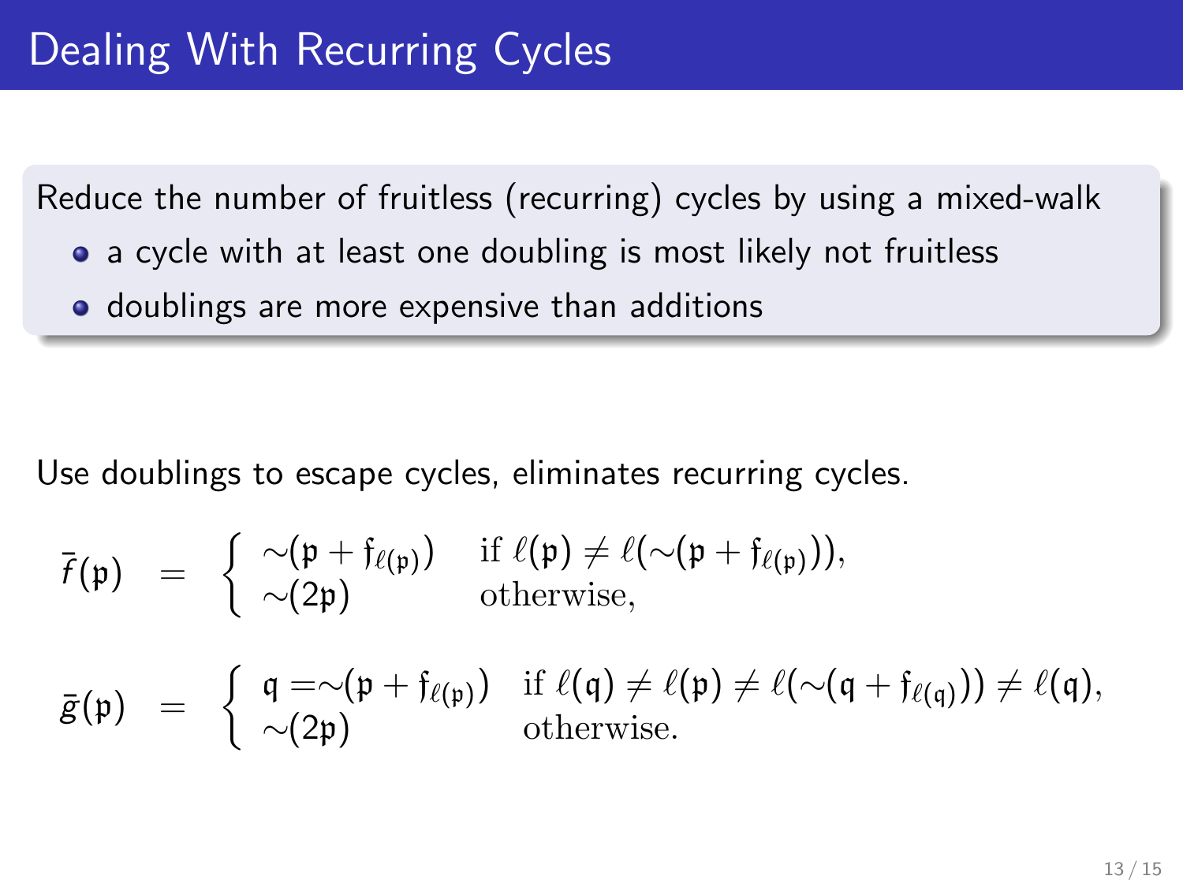# Dealing With Recurring Cycles

Reduce the number of fruitless (recurring) cycles by using a mixed-walk

- a cycle with at least one doubling is most likely not fruitless
- doublings are more expensive than additions

Use doublings to escape cycles, eliminates recurring cycles.

$$
\bar{f}(\mathfrak{p}) = \begin{cases} \sim(\mathfrak{p} + \mathfrak{f}_{\ell(\mathfrak{p})}) & \text{if } \ell(\mathfrak{p}) \neq \ell(\sim(\mathfrak{p} + \mathfrak{f}_{\ell(\mathfrak{p})})), \\ \sim(2\mathfrak{p}) & \text{otherwise,} \end{cases}
$$

$$
\bar{g}(\mathfrak{p}) = \begin{cases} \mathfrak{q} = \sim(\mathfrak{p} + \mathfrak{f}_{\ell(\mathfrak{p})}) & \text{if } \ell(\mathfrak{q}) \neq \ell(\mathfrak{p}) \neq \ell(\sim(\mathfrak{q} + \mathfrak{f}_{\ell(\mathfrak{q})})) \neq \ell(\mathfrak{q}), \\ \sim(2\mathfrak{p}) & \text{otherwise.} \end{cases}
$$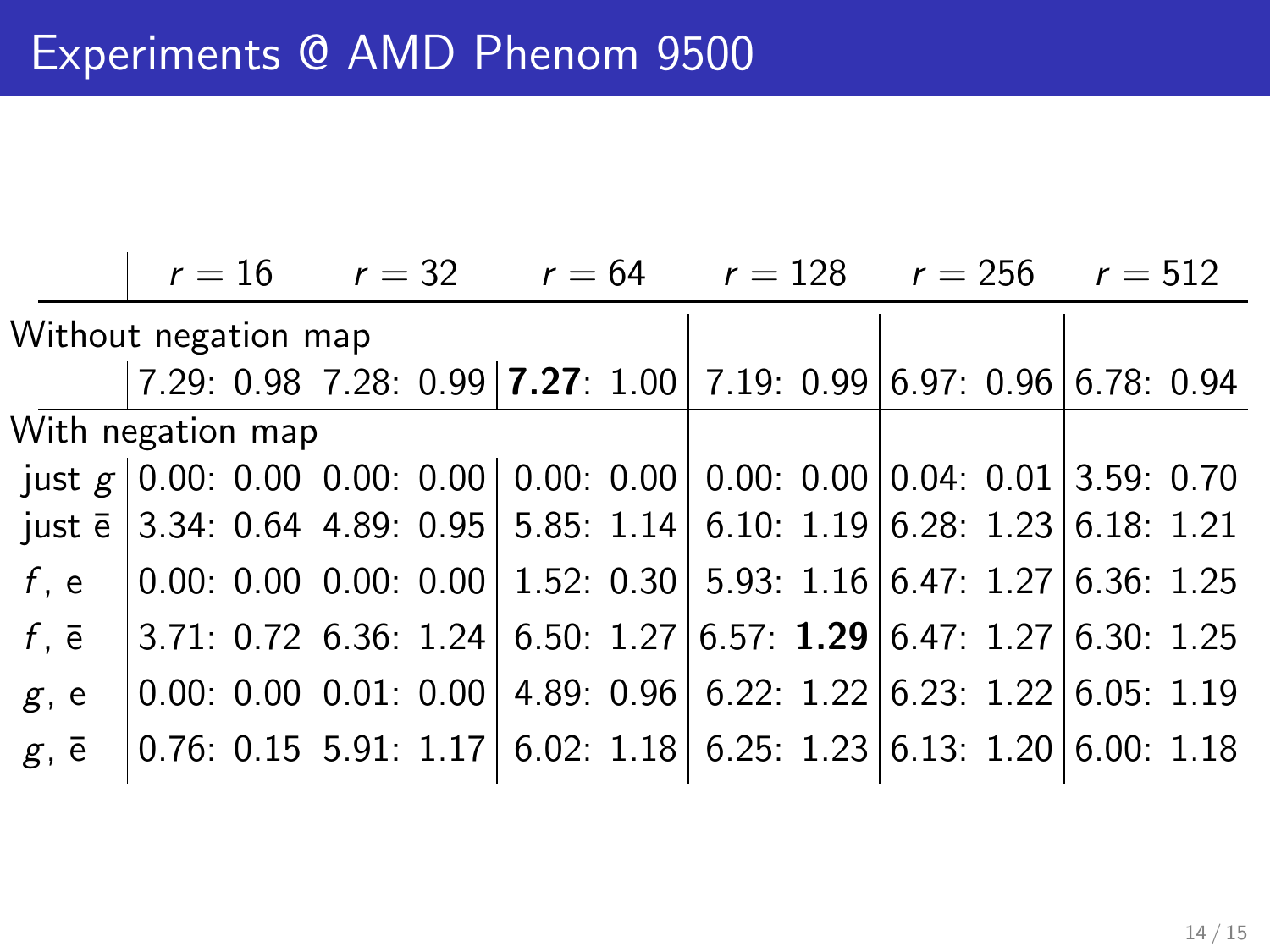# Experiments @ AMD Phenom 9500

| | $r = 16$ | $r = 32$ | $r = 64$ | $r = 128$ | $r = 256$ | $r = 512$ |
|---|---|---|---|---|---|---|
| Without negation map | | | | | | |
| | 7.29: 0.98 | 7.28: 0.99 | **7.27**: 1.00 | 7.19: 0.99 | 6.97: 0.96 | 6.78: 0.94 |
| With negation map | | | | | | |
| just $g$ | 0.00: 0.00 | 0.00: 0.00 | 0.00: 0.00 | 0.00: 0.00 | 0.04: 0.01 | 3.59: 0.70 |
| just $\bar{\text{e}}$ | 3.34: 0.64 | 4.89: 0.95 | 5.85: 1.14 | 6.10: 1.19 | 6.28: 1.23 | 6.18: 1.21 |
| $f$, e | 0.00: 0.00 | 0.00: 0.00 | 1.52: 0.30 | 5.93: 1.16 | 6.47: 1.27 | 6.36: 1.25 |
| $f$, $\bar{\text{e}}$ | 3.71: 0.72 | 6.36: 1.24 | 6.50: 1.27 | 6.57: **1.29** | 6.47: 1.27 | 6.30: 1.25 |
| $g$, e | 0.00: 0.00 | 0.01: 0.00 | 4.89: 0.96 | 6.22: 1.22 | 6.23: 1.22 | 6.05: 1.19 |
| $g$, $\bar{\text{e}}$ | 0.76: 0.15 | 5.91: 1.17 | 6.02: 1.18 | 6.25: 1.23 | 6.13: 1.20 | 6.00: 1.18 |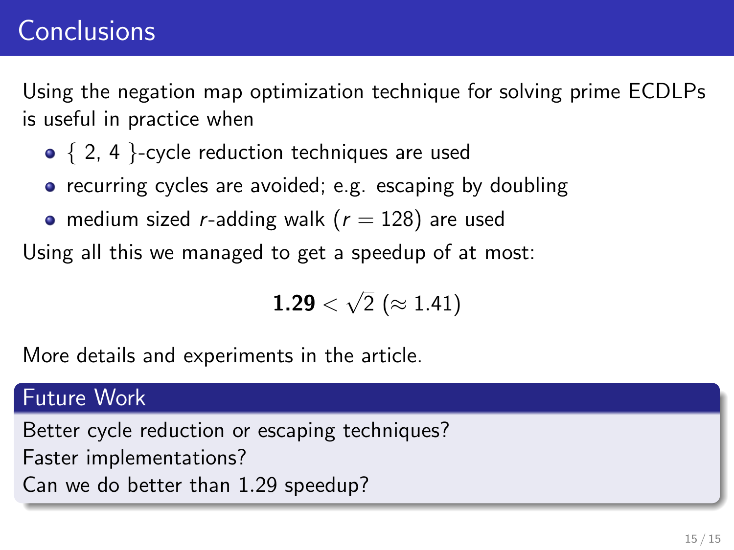# Conclusions

Using the negation map optimization technique for solving prime ECDLPs is useful in practice when

- { 2, 4 }-cycle reduction techniques are used
- recurring cycles are avoided; e.g. escaping by doubling
- medium sized $r$-adding walk ($r = 128$) are used

Using all this we managed to get a speedup of at most:

$$\mathbf{1.29} < \sqrt{2} \ (\approx 1.41)$$

More details and experiments in the article.

## Future Work

Better cycle reduction or escaping techniques?
Faster implementations?
Can we do better than 1.29 speedup?